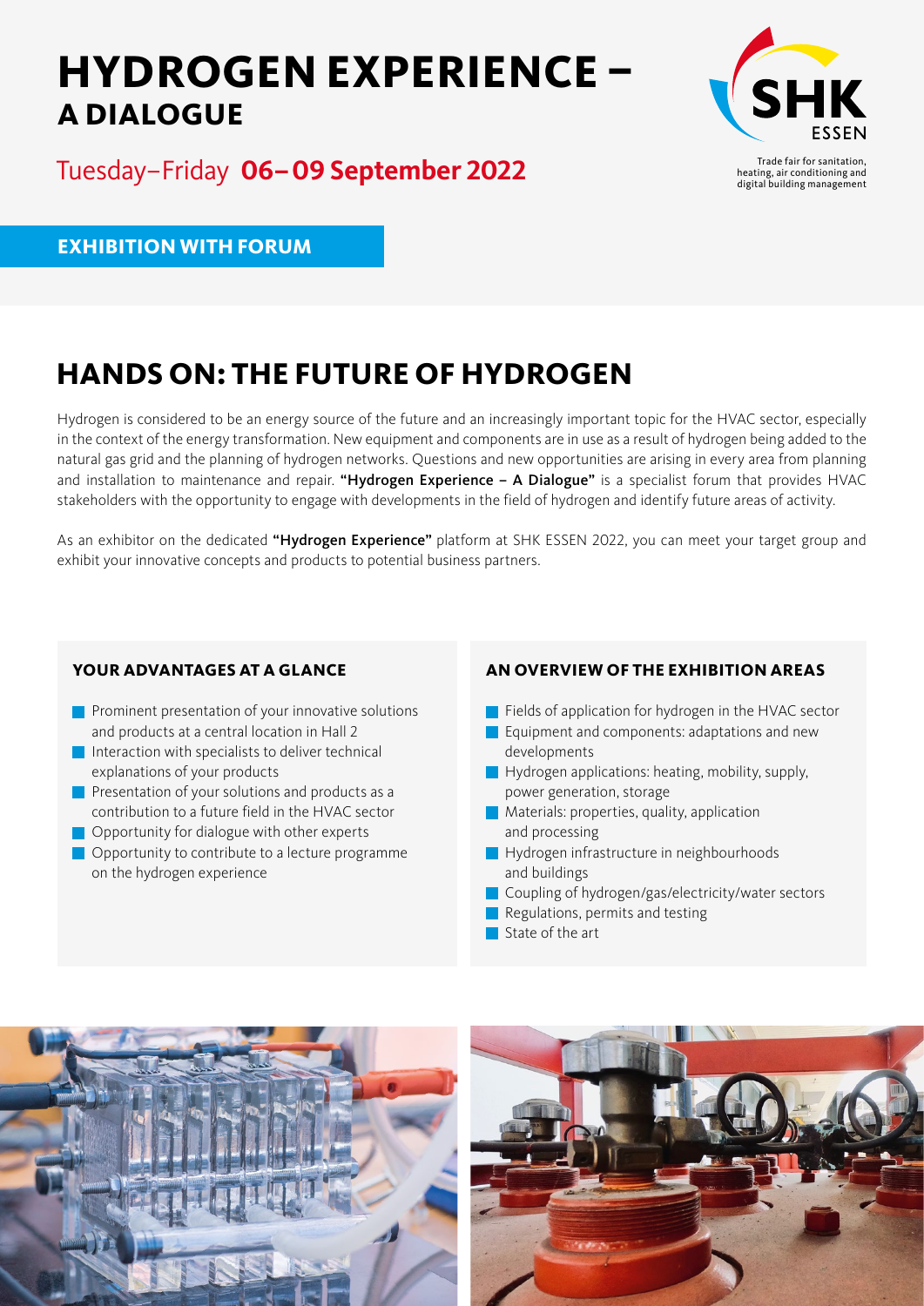# HYDROGEN EXPERIENCE – A DIALOGUE

Tuesday–Friday **06–09 September 2022**

SHK ESSEN

Trade fair for sanitation, heating, air conditioning and digital building management

**EXHIBITION WITH FORUM**

## HANDS ON: THE FUTURE OF HYDROGEN

Hydrogen is considered to be an energy source of the future and an increasingly important topic for the HVAC sector, especially in the context of the energy transformation. New equipment and components are in use as a result of hydrogen being added to the natural gas grid and the planning of hydrogen networks. Questions and new opportunities are arising in every area from planning and installation to maintenance and repair. **"Hydrogen Experience – A Dialogue"** is a specialist forum that provides HVAC stakeholders with the opportunity to engage with developments in the field of hydrogen and identify future areas of activity.

As an exhibitor on the dedicated **"Hydrogen Experience"** platform at SHK ESSEN 2022, you can meet your target group and exhibit your innovative concepts and products to potential business partners.

### YOUR ADVANTAGES AT A GLANCE

- Prominent presentation of your innovative solutions and products at a central location in Hall 2
- Interaction with specialists to deliver technical explanations of your products
- Presentation of your solutions and products as a contribution to a future field in the HVAC sector
- Opportunity for dialogue with other experts
- Opportunity to contribute to a lecture programme on the hydrogen experience

### AN OVERVIEW OF THE EXHIBITION AREAS

- Fields of application for hydrogen in the HVAC sector
- Equipment and components: adaptations and new developments
- Hydrogen applications: heating, mobility, supply, power generation, storage
- Materials: properties, quality, application and processing
- Hydrogen infrastructure in neighbourhoods and buildings
- Coupling of hydrogen/gas/electricity/water sectors
- Regulations, permits and testing
- State of the art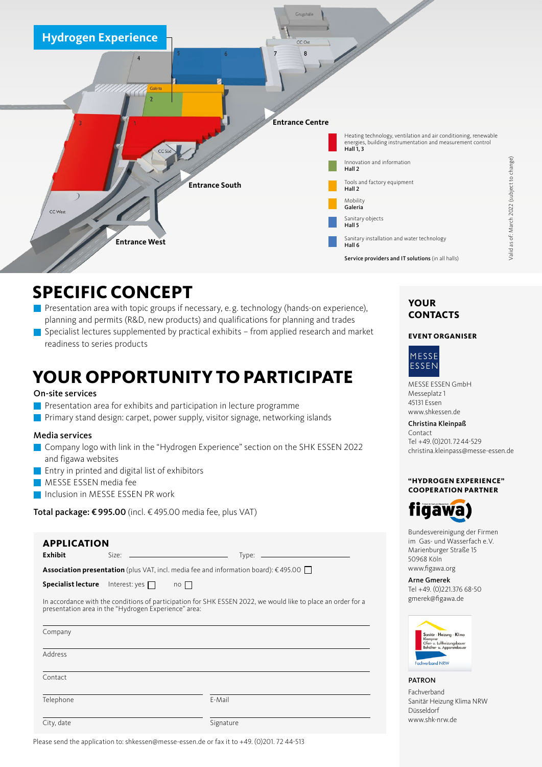**Hydrogen Experience**

Grugahalle
CC Ost
4
5
6
7
8
Galeria
2
3
1
CC Süd
CC West

**Entrance Centre**

**Entrance South**

**Entrance West**

Heating technology, ventilation and air conditioning, renewable energies, building instrumentation and measurement control
**Hall 1, 3**

Innovation and information
**Hall 2**

Tools and factory equipment
**Hall 2**

Mobility
**Galeria**

Sanitary objects
**Hall 5**

Sanitary installation and water technology
**Hall 6**

**Service providers and IT solutions** (in all halls)

Valid as of: March 2022 (subject to change)

# SPECIFIC CONCEPT

- Presentation area with topic groups if necessary, e.g. technology (hands-on experience), planning and permits (R&D, new products) and qualifications for planning and trades
- Specialist lectures supplemented by practical exhibits – from applied research and market readiness to series products

# YOUR OPPORTUNITY TO PARTICIPATE

### On-site services

- Presentation area for exhibits and participation in lecture programme
- Primary stand design: carpet, power supply, visitor signage, networking islands

### Media services

- Company logo with link in the “Hydrogen Experience” section on the SHK ESSEN 2022 and figawa websites
- Entry in printed and digital list of exhibitors
- MESSE ESSEN media fee
- Inclusion in MESSE ESSEN PR work

**Total package: € 995.00** (incl. € 495.00 media fee, plus VAT)

## APPLICATION

**Exhibit** Size: ____________________ Type: ____________________

**Association presentation** (plus VAT, incl. media fee and information board): € 495.00 ☐

**Specialist lecture** Interest: yes ☐ no ☐

In accordance with the conditions of participation for SHK ESSEN 2022, we would like to place an order for a presentation area in the “Hydrogen Experience” area:

Company

Address

Contact

Telephone E-Mail

City, date Signature

Please send the application to: shkessen@messe-essen.de or fax it to +49. (0)201. 72 44-513

## YOUR CONTACTS

### EVENT ORGANISER

MESSE ESSEN

MESSE ESSEN GmbH
Messeplatz 1
45131 Essen
www.shkessen.de

**Christina Kleinpaß**
Contact
Tel +49. (0)201. 72 44-529
christina.kleinpass@messe-essen.de

### “HYDROGEN EXPERIENCE” COOPERATION PARTNER

figawa

Bundesvereinigung der Firmen im Gas- und Wasserfach e.V.
Marienburger Straße 15
50968 Köln
www.figawa.org

**Arne Gemerek**
Tel +49. (0)221.376 68-50
gmerek@figawa.de

Sanitär · Heizung · Klima
Klempner
Ofen- u. Luftheizungsbauer
Behälter- u. Apparatebauer
Fachverband NRW

### PATRON

Fachverband
Sanitär Heizung Klima NRW
Düsseldorf
www.shk-nrw.de